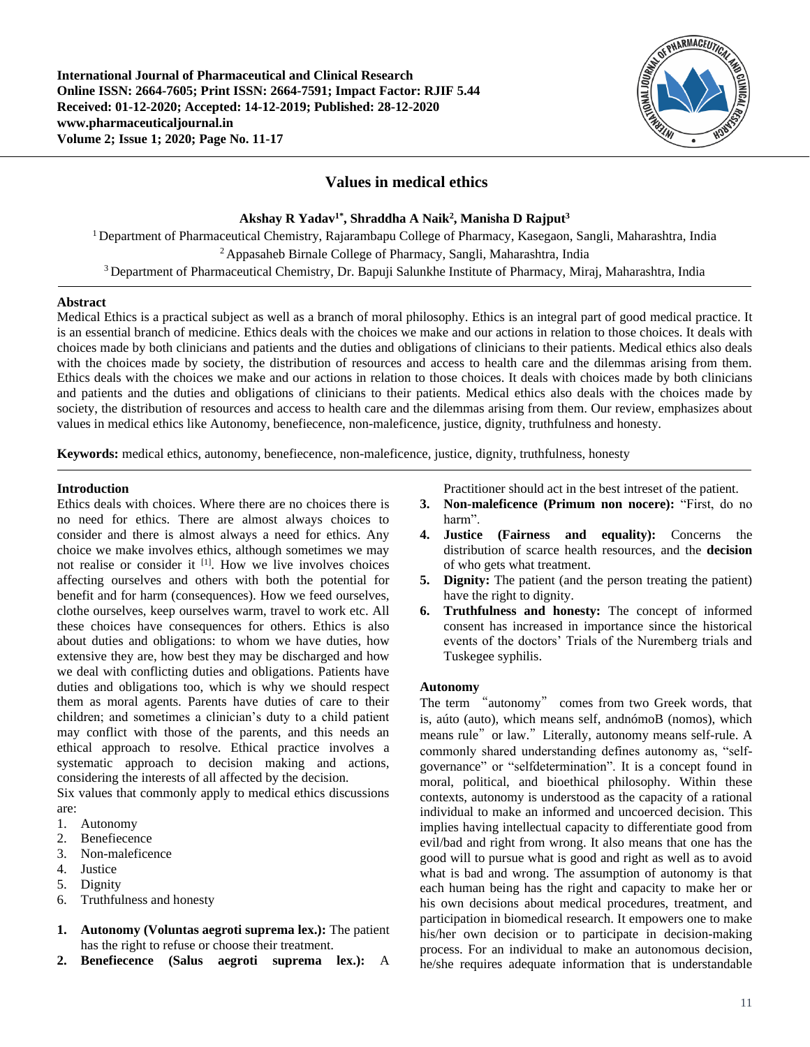# Values in medical ethics

**Akshay R Yadav[1*], Shraddha A Naik[2], Manisha D Rajput[3]**

[1] Department of Pharmaceutical Chemistry, Rajarambapu College of Pharmacy, Kasegaon, Sangli, Maharashtra, India
[2] Appasaheb Birnale College of Pharmacy, Sangli, Maharashtra, India
[3] Department of Pharmaceutical Chemistry, Dr. Bapuji Salunkhe Institute of Pharmacy, Miraj, Maharashtra, India

## Abstract

Medical Ethics is a practical subject as well as a branch of moral philosophy. Ethics is an integral part of good medical practice. It is an essential branch of medicine. Ethics deals with the choices we make and our actions in relation to those choices. It deals with choices made by both clinicians and patients and the duties and obligations of clinicians to their patients. Medical ethics also deals with the choices made by society, the distribution of resources and access to health care and the dilemmas arising from them. Ethics deals with the choices we make and our actions in relation to those choices. It deals with choices made by both clinicians and patients and the duties and obligations of clinicians to their patients. Medical ethics also deals with the choices made by society, the distribution of resources and access to health care and the dilemmas arising from them. Our review, emphasizes about values in medical ethics like Autonomy, benefiecence, non-maleficence, justice, dignity, truthfulness and honesty.

**Keywords:** medical ethics, autonomy, benefiecence, non-maleficence, justice, dignity, truthfulness, honesty

## Introduction

Ethics deals with choices. Where there are no choices there is no need for ethics. There are almost always choices to consider and there is almost always a need for ethics. Any choice we make involves ethics, although sometimes we may not realise or consider it [1]. How we live involves choices affecting ourselves and others with both the potential for benefit and for harm (consequences). How we feed ourselves, clothe ourselves, keep ourselves warm, travel to work etc. All these choices have consequences for others. Ethics is also about duties and obligations: to whom we have duties, how extensive they are, how best they may be discharged and how we deal with conflicting duties and obligations. Patients have duties and obligations too, which is why we should respect them as moral agents. Parents have duties of care to their children; and sometimes a clinician's duty to a child patient may conflict with those of the parents, and this needs an ethical approach to resolve. Ethical practice involves a systematic approach to decision making and actions, considering the interests of all affected by the decision.

Six values that commonly apply to medical ethics discussions are:

1. Autonomy
2. Benefiecence
3. Non-maleficence
4. Justice
5. Dignity
6. Truthfulness and honesty

1. **Autonomy (Voluntas aegroti suprema lex.):** The patient has the right to refuse or choose their treatment.
2. **Benefiecence (Salus aegroti suprema lex.):** A Practitioner should act in the best intreset of the patient.
3. **Non-maleficence (Primum non nocere):** "First, do no harm".
4. **Justice (Fairness and equality):** Concerns the distribution of scarce health resources, and the **decision** of who gets what treatment.
5. **Dignity:** The patient (and the person treating the patient) have the right to dignity.
6. **Truthfulness and honesty:** The concept of informed consent has increased in importance since the historical events of the doctors' Trials of the Nuremberg trials and Tuskegee syphilis.

### Autonomy

The term "autonomy" comes from two Greek words, that is, aúto (auto), which means self, andnómoB (nomos), which means rule" or law." Literally, autonomy means self-rule. A commonly shared understanding defines autonomy as, "self-governance" or "selfdetermination". It is a concept found in moral, political, and bioethical philosophy. Within these contexts, autonomy is understood as the capacity of a rational individual to make an informed and uncoerced decision. This implies having intellectual capacity to differentiate good from evil/bad and right from wrong. It also means that one has the good will to pursue what is good and right as well as to avoid what is bad and wrong. The assumption of autonomy is that each human being has the right and capacity to make her or his own decisions about medical procedures, treatment, and participation in biomedical research. It empowers one to make his/her own decision or to participate in decision-making process. For an individual to make an autonomous decision, he/she requires adequate information that is understandable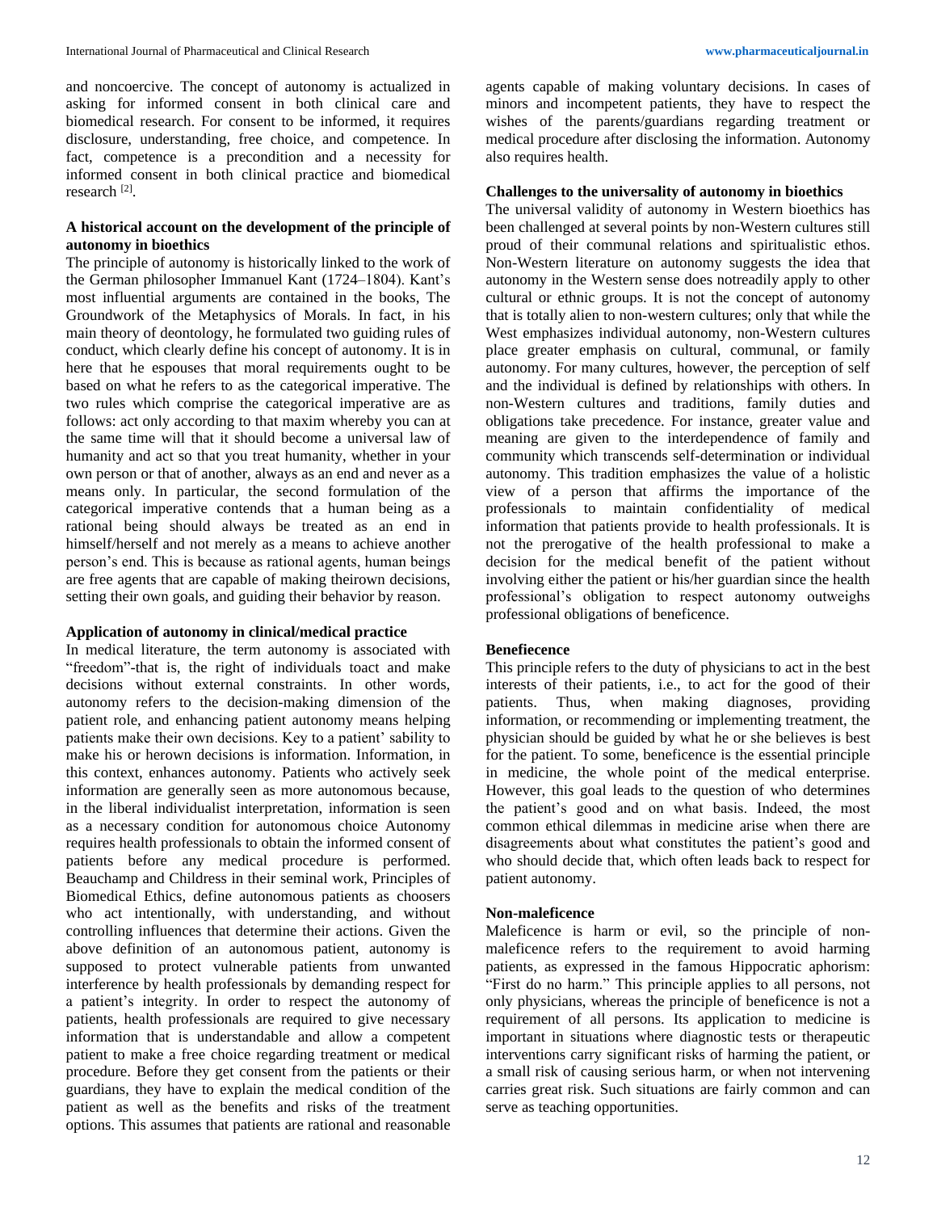and noncoercive. The concept of autonomy is actualized in asking for informed consent in both clinical care and biomedical research. For consent to be informed, it requires disclosure, understanding, free choice, and competence. In fact, competence is a precondition and a necessity for informed consent in both clinical practice and biomedical research [2].

### A historical account on the development of the principle of autonomy in bioethics

The principle of autonomy is historically linked to the work of the German philosopher Immanuel Kant (1724–1804). Kant's most influential arguments are contained in the books, The Groundwork of the Metaphysics of Morals. In fact, in his main theory of deontology, he formulated two guiding rules of conduct, which clearly define his concept of autonomy. It is in here that he espouses that moral requirements ought to be based on what he refers to as the categorical imperative. The two rules which comprise the categorical imperative are as follows: act only according to that maxim whereby you can at the same time will that it should become a universal law of humanity and act so that you treat humanity, whether in your own person or that of another, always as an end and never as a means only. In particular, the second formulation of the categorical imperative contends that a human being as a rational being should always be treated as an end in himself/herself and not merely as a means to achieve another person's end. This is because as rational agents, human beings are free agents that are capable of making theirown decisions, setting their own goals, and guiding their behavior by reason.

### Application of autonomy in clinical/medical practice

In medical literature, the term autonomy is associated with "freedom"-that is, the right of individuals toact and make decisions without external constraints. In other words, autonomy refers to the decision-making dimension of the patient role, and enhancing patient autonomy means helping patients make their own decisions. Key to a patient' sability to make his or herown decisions is information. Information, in this context, enhances autonomy. Patients who actively seek information are generally seen as more autonomous because, in the liberal individualist interpretation, information is seen as a necessary condition for autonomous choice Autonomy requires health professionals to obtain the informed consent of patients before any medical procedure is performed. Beauchamp and Childress in their seminal work, Principles of Biomedical Ethics, define autonomous patients as choosers who act intentionally, with understanding, and without controlling influences that determine their actions. Given the above definition of an autonomous patient, autonomy is supposed to protect vulnerable patients from unwanted interference by health professionals by demanding respect for a patient's integrity. In order to respect the autonomy of patients, health professionals are required to give necessary information that is understandable and allow a competent patient to make a free choice regarding treatment or medical procedure. Before they get consent from the patients or their guardians, they have to explain the medical condition of the patient as well as the benefits and risks of the treatment options. This assumes that patients are rational and reasonable agents capable of making voluntary decisions. In cases of minors and incompetent patients, they have to respect the wishes of the parents/guardians regarding treatment or medical procedure after disclosing the information. Autonomy also requires health.

### Challenges to the universality of autonomy in bioethics

The universal validity of autonomy in Western bioethics has been challenged at several points by non-Western cultures still proud of their communal relations and spiritualistic ethos. Non-Western literature on autonomy suggests the idea that autonomy in the Western sense does notreadily apply to other cultural or ethnic groups. It is not the concept of autonomy that is totally alien to non-western cultures; only that while the West emphasizes individual autonomy, non-Western cultures place greater emphasis on cultural, communal, or family autonomy. For many cultures, however, the perception of self and the individual is defined by relationships with others. In non-Western cultures and traditions, family duties and obligations take precedence. For instance, greater value and meaning are given to the interdependence of family and community which transcends self-determination or individual autonomy. This tradition emphasizes the value of a holistic view of a person that affirms the importance of the professionals to maintain confidentiality of medical information that patients provide to health professionals. It is not the prerogative of the health professional to make a decision for the medical benefit of the patient without involving either the patient or his/her guardian since the health professional's obligation to respect autonomy outweighs professional obligations of beneficence.

### Benefiecence

This principle refers to the duty of physicians to act in the best interests of their patients, i.e., to act for the good of their patients. Thus, when making diagnoses, providing information, or recommending or implementing treatment, the physician should be guided by what he or she believes is best for the patient. To some, beneficence is the essential principle in medicine, the whole point of the medical enterprise. However, this goal leads to the question of who determines the patient's good and on what basis. Indeed, the most common ethical dilemmas in medicine arise when there are disagreements about what constitutes the patient's good and who should decide that, which often leads back to respect for patient autonomy.

### Non-maleficence

Maleficence is harm or evil, so the principle of non-maleficence refers to the requirement to avoid harming patients, as expressed in the famous Hippocratic aphorism: "First do no harm." This principle applies to all persons, not only physicians, whereas the principle of beneficence is not a requirement of all persons. Its application to medicine is important in situations where diagnostic tests or therapeutic interventions carry significant risks of harming the patient, or a small risk of causing serious harm, or when not intervening carries great risk. Such situations are fairly common and can serve as teaching opportunities.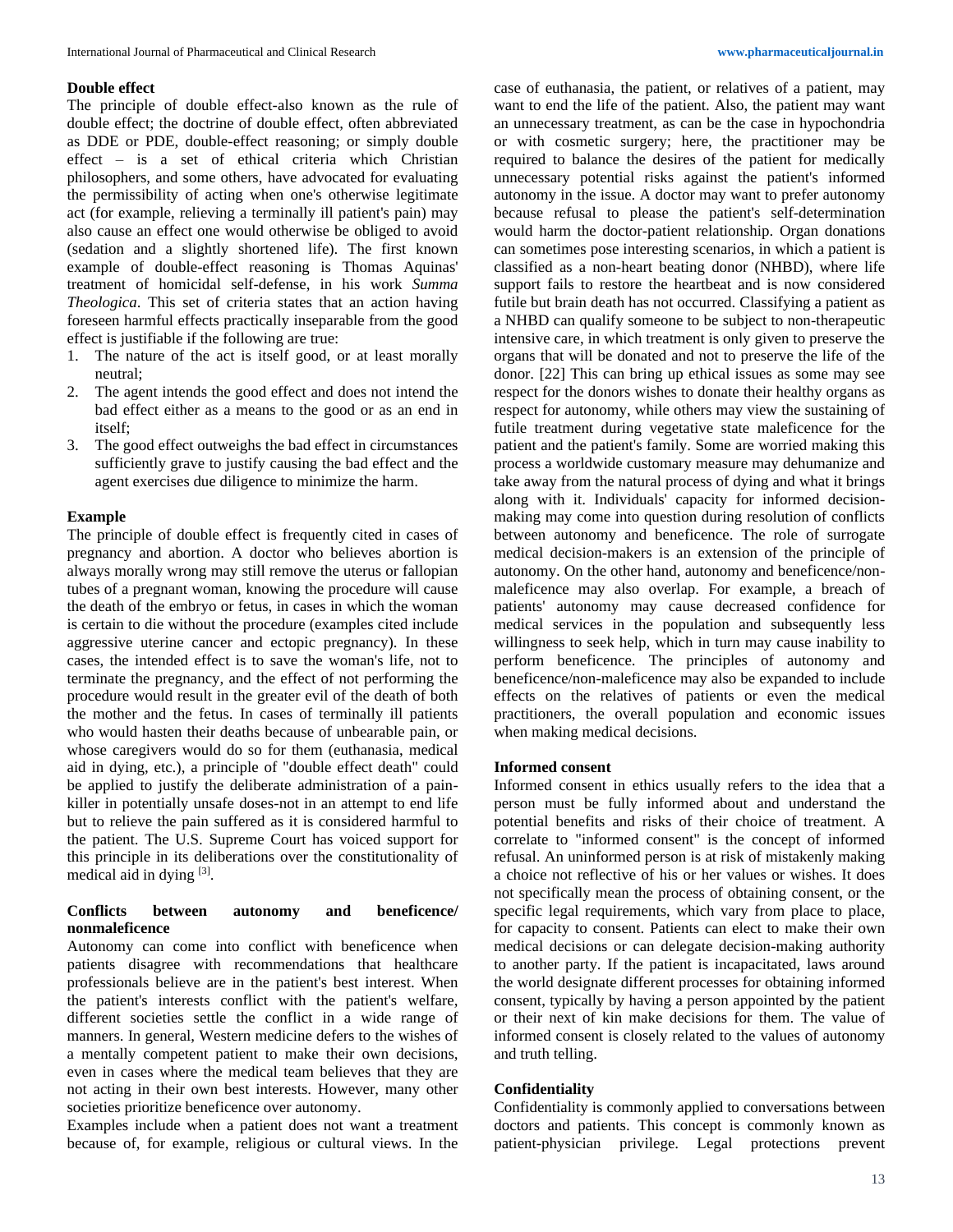### Double effect

The principle of double effect-also known as the rule of double effect; the doctrine of double effect, often abbreviated as DDE or PDE, double-effect reasoning; or simply double effect – is a set of ethical criteria which Christian philosophers, and some others, have advocated for evaluating the permissibility of acting when one's otherwise legitimate act (for example, relieving a terminally ill patient's pain) may also cause an effect one would otherwise be obliged to avoid (sedation and a slightly shortened life). The first known example of double-effect reasoning is Thomas Aquinas' treatment of homicidal self-defense, in his work *Summa Theologica*. This set of criteria states that an action having foreseen harmful effects practically inseparable from the good effect is justifiable if the following are true:

1. The nature of the act is itself good, or at least morally neutral;
2. The agent intends the good effect and does not intend the bad effect either as a means to the good or as an end in itself;
3. The good effect outweighs the bad effect in circumstances sufficiently grave to justify causing the bad effect and the agent exercises due diligence to minimize the harm.

### Example

The principle of double effect is frequently cited in cases of pregnancy and abortion. A doctor who believes abortion is always morally wrong may still remove the uterus or fallopian tubes of a pregnant woman, knowing the procedure will cause the death of the embryo or fetus, in cases in which the woman is certain to die without the procedure (examples cited include aggressive uterine cancer and ectopic pregnancy). In these cases, the intended effect is to save the woman's life, not to terminate the pregnancy, and the effect of not performing the procedure would result in the greater evil of the death of both the mother and the fetus. In cases of terminally ill patients who would hasten their deaths because of unbearable pain, or whose caregivers would do so for them (euthanasia, medical aid in dying, etc.), a principle of "double effect death" could be applied to justify the deliberate administration of a pain-killer in potentially unsafe doses-not in an attempt to end life but to relieve the pain suffered as it is considered harmful to the patient. The U.S. Supreme Court has voiced support for this principle in its deliberations over the constitutionality of medical aid in dying [3].

### Conflicts between autonomy and beneficence/ nonmaleficence

Autonomy can come into conflict with beneficence when patients disagree with recommendations that healthcare professionals believe are in the patient's best interest. When the patient's interests conflict with the patient's welfare, different societies settle the conflict in a wide range of manners. In general, Western medicine defers to the wishes of a mentally competent patient to make their own decisions, even in cases where the medical team believes that they are not acting in their own best interests. However, many other societies prioritize beneficence over autonomy.

Examples include when a patient does not want a treatment because of, for example, religious or cultural views. In the case of euthanasia, the patient, or relatives of a patient, may want to end the life of the patient. Also, the patient may want an unnecessary treatment, as can be the case in hypochondria or with cosmetic surgery; here, the practitioner may be required to balance the desires of the patient for medically unnecessary potential risks against the patient's informed autonomy in the issue. A doctor may want to prefer autonomy because refusal to please the patient's self-determination would harm the doctor-patient relationship. Organ donations can sometimes pose interesting scenarios, in which a patient is classified as a non-heart beating donor (NHBD), where life support fails to restore the heartbeat and is now considered futile but brain death has not occurred. Classifying a patient as a NHBD can qualify someone to be subject to non-therapeutic intensive care, in which treatment is only given to preserve the organs that will be donated and not to preserve the life of the donor. [22] This can bring up ethical issues as some may see respect for the donors wishes to donate their healthy organs as respect for autonomy, while others may view the sustaining of futile treatment during vegetative state maleficence for the patient and the patient's family. Some are worried making this process a worldwide customary measure may dehumanize and take away from the natural process of dying and what it brings along with it. Individuals' capacity for informed decision-making may come into question during resolution of conflicts between autonomy and beneficence. The role of surrogate medical decision-makers is an extension of the principle of autonomy. On the other hand, autonomy and beneficence/non-maleficence may also overlap. For example, a breach of patients' autonomy may cause decreased confidence for medical services in the population and subsequently less willingness to seek help, which in turn may cause inability to perform beneficence. The principles of autonomy and beneficence/non-maleficence may also be expanded to include effects on the relatives of patients or even the medical practitioners, the overall population and economic issues when making medical decisions.

### Informed consent

Informed consent in ethics usually refers to the idea that a person must be fully informed about and understand the potential benefits and risks of their choice of treatment. A correlate to "informed consent" is the concept of informed refusal. An uninformed person is at risk of mistakenly making a choice not reflective of his or her values or wishes. It does not specifically mean the process of obtaining consent, or the specific legal requirements, which vary from place to place, for capacity to consent. Patients can elect to make their own medical decisions or can delegate decision-making authority to another party. If the patient is incapacitated, laws around the world designate different processes for obtaining informed consent, typically by having a person appointed by the patient or their next of kin make decisions for them. The value of informed consent is closely related to the values of autonomy and truth telling.

### Confidentiality

Confidentiality is commonly applied to conversations between doctors and patients. This concept is commonly known as patient-physician privilege. Legal protections prevent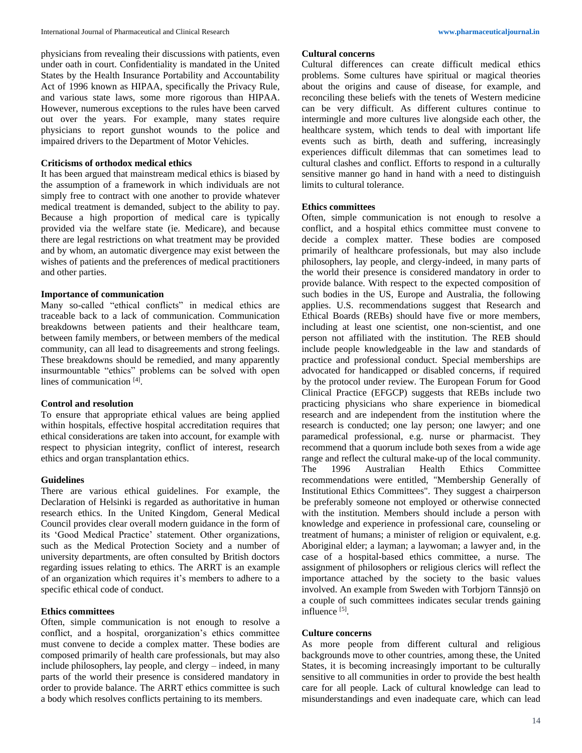physicians from revealing their discussions with patients, even under oath in court. Confidentiality is mandated in the United States by the Health Insurance Portability and Accountability Act of 1996 known as HIPAA, specifically the Privacy Rule, and various state laws, some more rigorous than HIPAA. However, numerous exceptions to the rules have been carved out over the years. For example, many states require physicians to report gunshot wounds to the police and impaired drivers to the Department of Motor Vehicles.

**Criticisms of orthodox medical ethics**

It has been argued that mainstream medical ethics is biased by the assumption of a framework in which individuals are not simply free to contract with one another to provide whatever medical treatment is demanded, subject to the ability to pay. Because a high proportion of medical care is typically provided via the welfare state (ie. Medicare), and because there are legal restrictions on what treatment may be provided and by whom, an automatic divergence may exist between the wishes of patients and the preferences of medical practitioners and other parties.

**Importance of communication**

Many so-called "ethical conflicts" in medical ethics are traceable back to a lack of communication. Communication breakdowns between patients and their healthcare team, between family members, or between members of the medical community, can all lead to disagreements and strong feelings. These breakdowns should be remedied, and many apparently insurmountable "ethics" problems can be solved with open lines of communication [4].

**Control and resolution**

To ensure that appropriate ethical values are being applied within hospitals, effective hospital accreditation requires that ethical considerations are taken into account, for example with respect to physician integrity, conflict of interest, research ethics and organ transplantation ethics.

**Guidelines**

There are various ethical guidelines. For example, the Declaration of Helsinki is regarded as authoritative in human research ethics. In the United Kingdom, General Medical Council provides clear overall modern guidance in the form of its 'Good Medical Practice' statement. Other organizations, such as the Medical Protection Society and a number of university departments, are often consulted by British doctors regarding issues relating to ethics. The ARRT is an example of an organization which requires it's members to adhere to a specific ethical code of conduct.

**Ethics committees**

Often, simple communication is not enough to resolve a conflict, and a hospital, ororganization's ethics committee must convene to decide a complex matter. These bodies are composed primarily of health care professionals, but may also include philosophers, lay people, and clergy – indeed, in many parts of the world their presence is considered mandatory in order to provide balance. The ARRT ethics committee is such a body which resolves conflicts pertaining to its members.

**Cultural concerns**

Cultural differences can create difficult medical ethics problems. Some cultures have spiritual or magical theories about the origins and cause of disease, for example, and reconciling these beliefs with the tenets of Western medicine can be very difficult. As different cultures continue to intermingle and more cultures live alongside each other, the healthcare system, which tends to deal with important life events such as birth, death and suffering, increasingly experiences difficult dilemmas that can sometimes lead to cultural clashes and conflict. Efforts to respond in a culturally sensitive manner go hand in hand with a need to distinguish limits to cultural tolerance.

**Ethics committees**

Often, simple communication is not enough to resolve a conflict, and a hospital ethics committee must convene to decide a complex matter. These bodies are composed primarily of healthcare professionals, but may also include philosophers, lay people, and clergy-indeed, in many parts of the world their presence is considered mandatory in order to provide balance. With respect to the expected composition of such bodies in the US, Europe and Australia, the following applies. U.S. recommendations suggest that Research and Ethical Boards (REBs) should have five or more members, including at least one scientist, one non-scientist, and one person not affiliated with the institution. The REB should include people knowledgeable in the law and standards of practice and professional conduct. Special memberships are advocated for handicapped or disabled concerns, if required by the protocol under review. The European Forum for Good Clinical Practice (EFGCP) suggests that REBs include two practicing physicians who share experience in biomedical research and are independent from the institution where the research is conducted; one lay person; one lawyer; and one paramedical professional, e.g. nurse or pharmacist. They recommend that a quorum include both sexes from a wide age range and reflect the cultural make-up of the local community. The 1996 Australian Health Ethics Committee recommendations were entitled, "Membership Generally of Institutional Ethics Committees". They suggest a chairperson be preferably someone not employed or otherwise connected with the institution. Members should include a person with knowledge and experience in professional care, counseling or treatment of humans; a minister of religion or equivalent, e.g. Aboriginal elder; a layman; a laywoman; a lawyer and, in the case of a hospital-based ethics committee, a nurse. The assignment of philosophers or religious clerics will reflect the importance attached by the society to the basic values involved. An example from Sweden with Torbjorn Tännsjö on a couple of such committees indicates secular trends gaining influence [5].

**Culture concerns**

As more people from different cultural and religious backgrounds move to other countries, among these, the United States, it is becoming increasingly important to be culturally sensitive to all communities in order to provide the best health care for all people. Lack of cultural knowledge can lead to misunderstandings and even inadequate care, which can lead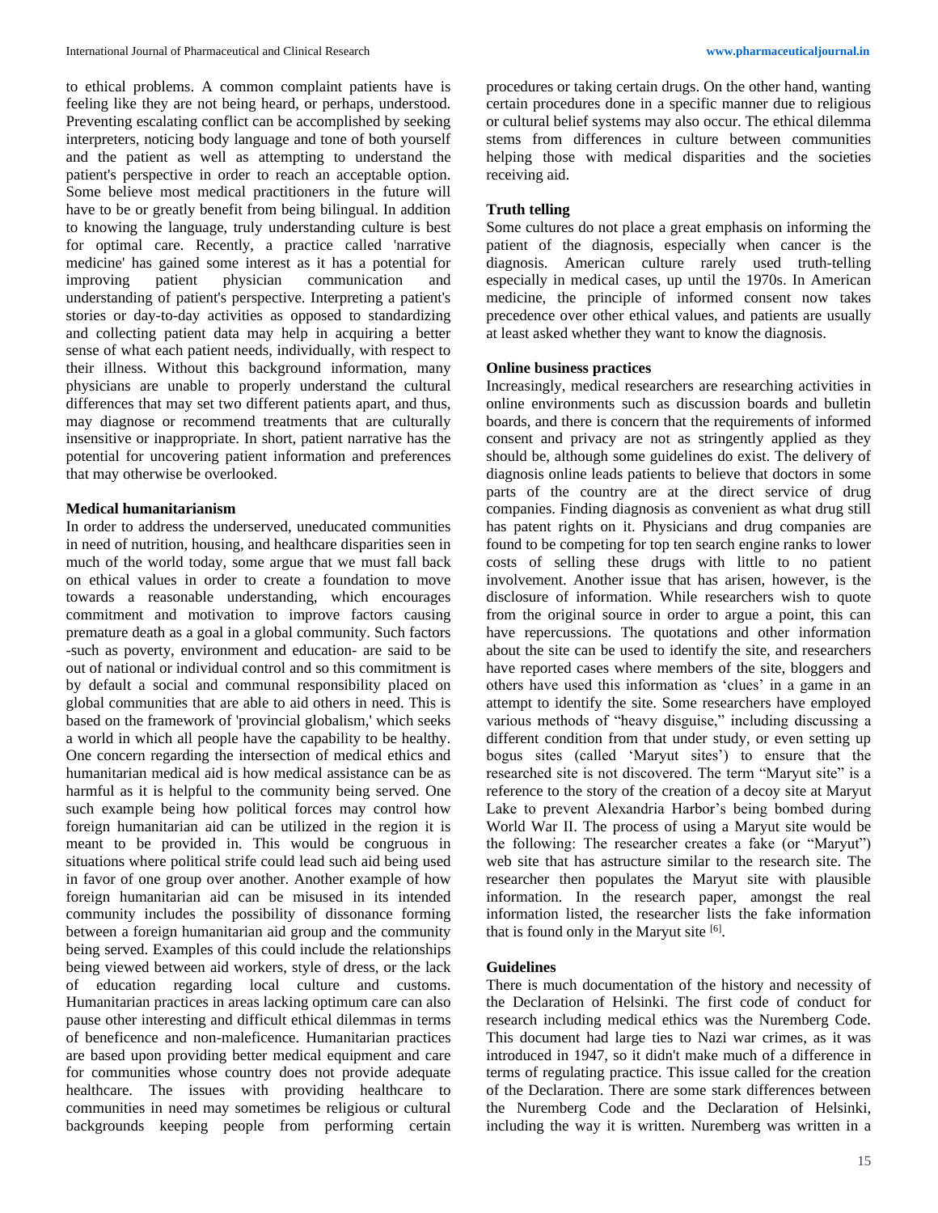to ethical problems. A common complaint patients have is feeling like they are not being heard, or perhaps, understood. Preventing escalating conflict can be accomplished by seeking interpreters, noticing body language and tone of both yourself and the patient as well as attempting to understand the patient's perspective in order to reach an acceptable option. Some believe most medical practitioners in the future will have to be or greatly benefit from being bilingual. In addition to knowing the language, truly understanding culture is best for optimal care. Recently, a practice called 'narrative medicine' has gained some interest as it has a potential for improving patient physician communication and understanding of patient's perspective. Interpreting a patient's stories or day-to-day activities as opposed to standardizing and collecting patient data may help in acquiring a better sense of what each patient needs, individually, with respect to their illness. Without this background information, many physicians are unable to properly understand the cultural differences that may set two different patients apart, and thus, may diagnose or recommend treatments that are culturally insensitive or inappropriate. In short, patient narrative has the potential for uncovering patient information and preferences that may otherwise be overlooked.

**Medical humanitarianism**

In order to address the underserved, uneducated communities in need of nutrition, housing, and healthcare disparities seen in much of the world today, some argue that we must fall back on ethical values in order to create a foundation to move towards a reasonable understanding, which encourages commitment and motivation to improve factors causing premature death as a goal in a global community. Such factors -such as poverty, environment and education- are said to be out of national or individual control and so this commitment is by default a social and communal responsibility placed on global communities that are able to aid others in need. This is based on the framework of 'provincial globalism,' which seeks a world in which all people have the capability to be healthy. One concern regarding the intersection of medical ethics and humanitarian medical aid is how medical assistance can be as harmful as it is helpful to the community being served. One such example being how political forces may control how foreign humanitarian aid can be utilized in the region it is meant to be provided in. This would be congruous in situations where political strife could lead such aid being used in favor of one group over another. Another example of how foreign humanitarian aid can be misused in its intended community includes the possibility of dissonance forming between a foreign humanitarian aid group and the community being served. Examples of this could include the relationships being viewed between aid workers, style of dress, or the lack of education regarding local culture and customs. Humanitarian practices in areas lacking optimum care can also pause other interesting and difficult ethical dilemmas in terms of beneficence and non-maleficence. Humanitarian practices are based upon providing better medical equipment and care for communities whose country does not provide adequate healthcare. The issues with providing healthcare to communities in need may sometimes be religious or cultural backgrounds keeping people from performing certain procedures or taking certain drugs. On the other hand, wanting certain procedures done in a specific manner due to religious or cultural belief systems may also occur. The ethical dilemma stems from differences in culture between communities helping those with medical disparities and the societies receiving aid.

**Truth telling**

Some cultures do not place a great emphasis on informing the patient of the diagnosis, especially when cancer is the diagnosis. American culture rarely used truth-telling especially in medical cases, up until the 1970s. In American medicine, the principle of informed consent now takes precedence over other ethical values, and patients are usually at least asked whether they want to know the diagnosis.

**Online business practices**

Increasingly, medical researchers are researching activities in online environments such as discussion boards and bulletin boards, and there is concern that the requirements of informed consent and privacy are not as stringently applied as they should be, although some guidelines do exist. The delivery of diagnosis online leads patients to believe that doctors in some parts of the country are at the direct service of drug companies. Finding diagnosis as convenient as what drug still has patent rights on it. Physicians and drug companies are found to be competing for top ten search engine ranks to lower costs of selling these drugs with little to no patient involvement. Another issue that has arisen, however, is the disclosure of information. While researchers wish to quote from the original source in order to argue a point, this can have repercussions. The quotations and other information about the site can be used to identify the site, and researchers have reported cases where members of the site, bloggers and others have used this information as 'clues' in a game in an attempt to identify the site. Some researchers have employed various methods of "heavy disguise," including discussing a different condition from that under study, or even setting up bogus sites (called 'Maryut sites') to ensure that the researched site is not discovered. The term "Maryut site" is a reference to the story of the creation of a decoy site at Maryut Lake to prevent Alexandria Harbor's being bombed during World War II. The process of using a Maryut site would be the following: The researcher creates a fake (or "Maryut") web site that has astructure similar to the research site. The researcher then populates the Maryut site with plausible information. In the research paper, amongst the real information listed, the researcher lists the fake information that is found only in the Maryut site [6].

**Guidelines**

There is much documentation of the history and necessity of the Declaration of Helsinki. The first code of conduct for research including medical ethics was the Nuremberg Code. This document had large ties to Nazi war crimes, as it was introduced in 1947, so it didn't make much of a difference in terms of regulating practice. This issue called for the creation of the Declaration. There are some stark differences between the Nuremberg Code and the Declaration of Helsinki, including the way it is written. Nuremberg was written in a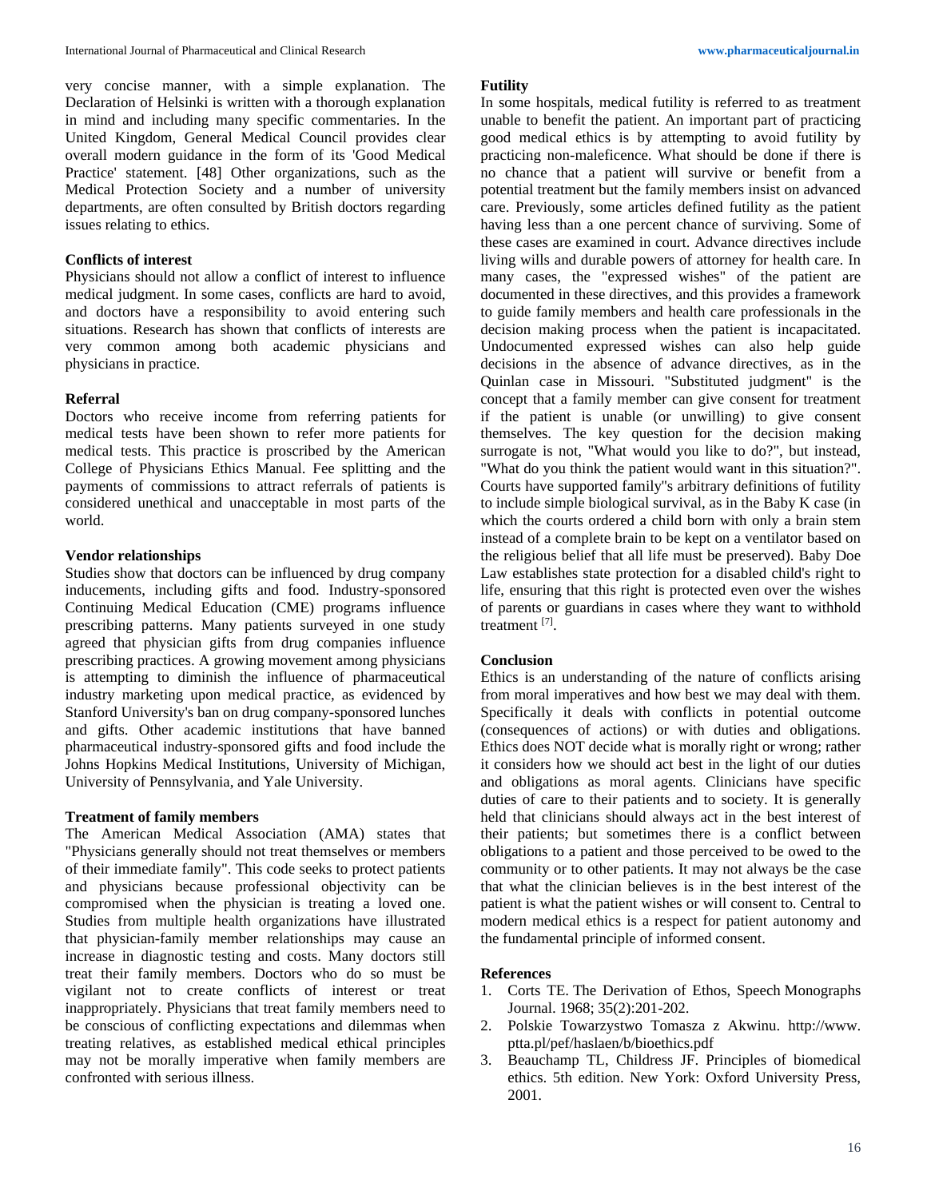very concise manner, with a simple explanation. The Declaration of Helsinki is written with a thorough explanation in mind and including many specific commentaries. In the United Kingdom, General Medical Council provides clear overall modern guidance in the form of its 'Good Medical Practice' statement. [48] Other organizations, such as the Medical Protection Society and a number of university departments, are often consulted by British doctors regarding issues relating to ethics.

### Conflicts of interest

Physicians should not allow a conflict of interest to influence medical judgment. In some cases, conflicts are hard to avoid, and doctors have a responsibility to avoid entering such situations. Research has shown that conflicts of interests are very common among both academic physicians and physicians in practice.

### Referral

Doctors who receive income from referring patients for medical tests have been shown to refer more patients for medical tests. This practice is proscribed by the American College of Physicians Ethics Manual. Fee splitting and the payments of commissions to attract referrals of patients is considered unethical and unacceptable in most parts of the world.

### Vendor relationships

Studies show that doctors can be influenced by drug company inducements, including gifts and food. Industry-sponsored Continuing Medical Education (CME) programs influence prescribing patterns. Many patients surveyed in one study agreed that physician gifts from drug companies influence prescribing practices. A growing movement among physicians is attempting to diminish the influence of pharmaceutical industry marketing upon medical practice, as evidenced by Stanford University's ban on drug company-sponsored lunches and gifts. Other academic institutions that have banned pharmaceutical industry-sponsored gifts and food include the Johns Hopkins Medical Institutions, University of Michigan, University of Pennsylvania, and Yale University.

### Treatment of family members

The American Medical Association (AMA) states that "Physicians generally should not treat themselves or members of their immediate family". This code seeks to protect patients and physicians because professional objectivity can be compromised when the physician is treating a loved one. Studies from multiple health organizations have illustrated that physician-family member relationships may cause an increase in diagnostic testing and costs. Many doctors still treat their family members. Doctors who do so must be vigilant not to create conflicts of interest or treat inappropriately. Physicians that treat family members need to be conscious of conflicting expectations and dilemmas when treating relatives, as established medical ethical principles may not be morally imperative when family members are confronted with serious illness.

### Futility

In some hospitals, medical futility is referred to as treatment unable to benefit the patient. An important part of practicing good medical ethics is by attempting to avoid futility by practicing non-maleficence. What should be done if there is no chance that a patient will survive or benefit from a potential treatment but the family members insist on advanced care. Previously, some articles defined futility as the patient having less than a one percent chance of surviving. Some of these cases are examined in court. Advance directives include living wills and durable powers of attorney for health care. In many cases, the "expressed wishes" of the patient are documented in these directives, and this provides a framework to guide family members and health care professionals in the decision making process when the patient is incapacitated. Undocumented expressed wishes can also help guide decisions in the absence of advance directives, as in the Quinlan case in Missouri. "Substituted judgment" is the concept that a family member can give consent for treatment if the patient is unable (or unwilling) to give consent themselves. The key question for the decision making surrogate is not, "What would you like to do?", but instead, "What do you think the patient would want in this situation?". Courts have supported family"s arbitrary definitions of futility to include simple biological survival, as in the Baby K case (in which the courts ordered a child born with only a brain stem instead of a complete brain to be kept on a ventilator based on the religious belief that all life must be preserved). Baby Doe Law establishes state protection for a disabled child's right to life, ensuring that this right is protected even over the wishes of parents or guardians in cases where they want to withhold treatment [7].

## Conclusion

Ethics is an understanding of the nature of conflicts arising from moral imperatives and how best we may deal with them. Specifically it deals with conflicts in potential outcome (consequences of actions) or with duties and obligations. Ethics does NOT decide what is morally right or wrong; rather it considers how we should act best in the light of our duties and obligations as moral agents. Clinicians have specific duties of care to their patients and to society. It is generally held that clinicians should always act in the best interest of their patients; but sometimes there is a conflict between obligations to a patient and those perceived to be owed to the community or to other patients. It may not always be the case that what the clinician believes is in the best interest of the patient is what the patient wishes or will consent to. Central to modern medical ethics is a respect for patient autonomy and the fundamental principle of informed consent.

## References

1. Corts TE. The Derivation of Ethos, Speech Monographs Journal. 1968; 35(2):201-202.
2. Polskie Towarzystwo Tomasza z Akwinu. http://www.ptta.pl/pef/haslaen/b/bioethics.pdf
3. Beauchamp TL, Childress JF. Principles of biomedical ethics. 5th edition. New York: Oxford University Press, 2001.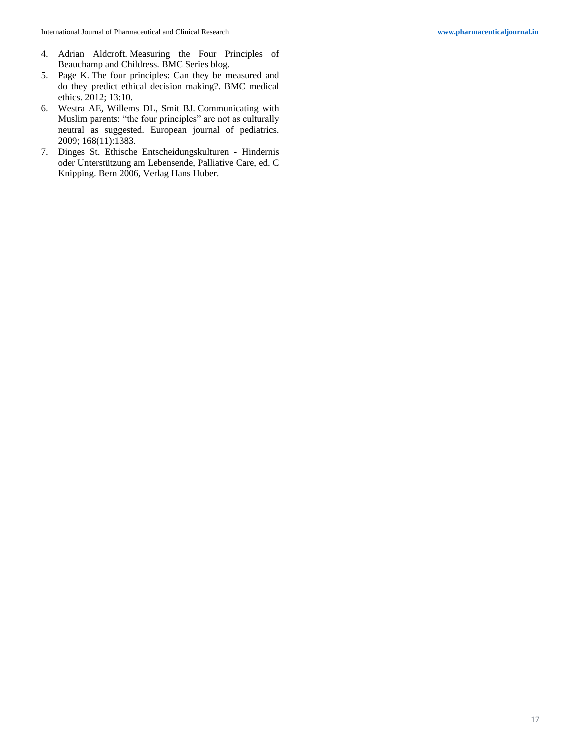4. Adrian Aldcroft. Measuring the Four Principles of Beauchamp and Childress. BMC Series blog.
5. Page K. The four principles: Can they be measured and do they predict ethical decision making?. BMC medical ethics. 2012; 13:10.
6. Westra AE, Willems DL, Smit BJ. Communicating with Muslim parents: "the four principles" are not as culturally neutral as suggested. European journal of pediatrics. 2009; 168(11):1383.
7. Dinges St. Ethische Entscheidungskulturen - Hindernis oder Unterstützung am Lebensende, Palliative Care, ed. C Knipping. Bern 2006, Verlag Hans Huber.